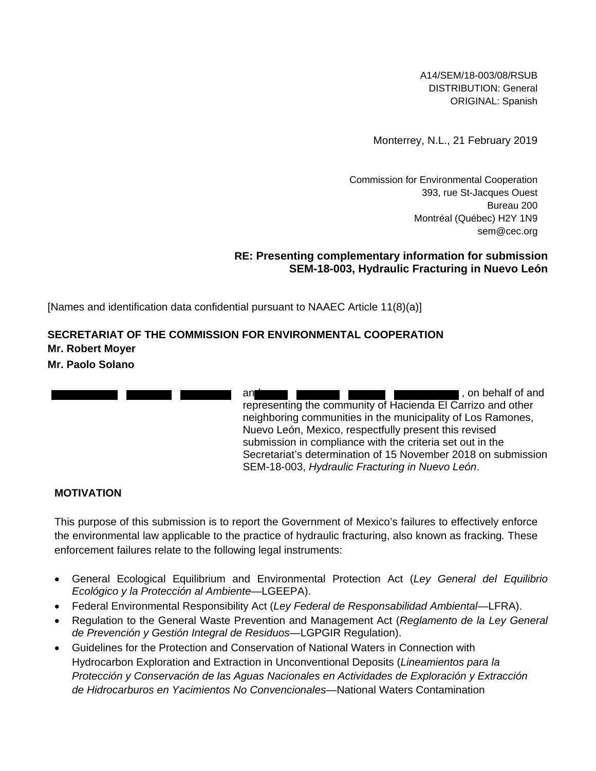A14/SEM/18-003/08/RSUB
DISTRIBUTION: General
ORIGINAL: Spanish

Monterrey, N.L., 21 February 2019

Commission for Environmental Cooperation
393, rue St-Jacques Ouest
Bureau 200
Montréal (Québec) H2Y 1N9
sem@cec.org

**RE: Presenting complementary information for submission SEM-18-003, Hydraulic Fracturing in Nuevo León**

[Names and identification data confidential pursuant to NAAEC Article 11(8)(a)]

**SECRETARIAT OF THE COMMISSION FOR ENVIRONMENTAL COOPERATION**
**Mr. Robert Moyer**
**Mr. Paolo Solano**

████████ and ████████, on behalf of and representing the community of Hacienda El Carrizo and other neighboring communities in the municipality of Los Ramones, Nuevo León, Mexico, respectfully present this revised submission in compliance with the criteria set out in the Secretariat's determination of 15 November 2018 on submission SEM-18-003, *Hydraulic Fracturing in Nuevo León*.

**MOTIVATION**

This purpose of this submission is to report the Government of Mexico's failures to effectively enforce the environmental law applicable to the practice of hydraulic fracturing, also known as fracking. These enforcement failures relate to the following legal instruments:

- General Ecological Equilibrium and Environmental Protection Act (*Ley General del Equilibrio Ecológico y la Protección al Ambiente*—LGEEPA).
- Federal Environmental Responsibility Act (*Ley Federal de Responsabilidad Ambiental*—LFRA).
- Regulation to the General Waste Prevention and Management Act (*Reglamento de la Ley General de Prevención y Gestión Integral de Residuos*—LGPGIR Regulation).
- Guidelines for the Protection and Conservation of National Waters in Connection with Hydrocarbon Exploration and Extraction in Unconventional Deposits (*Lineamientos para la Protección y Conservación de las Aguas Nacionales en Actividades de Exploración y Extracción de Hidrocarburos en Yacimientos No Convencionales*—National Waters Contamination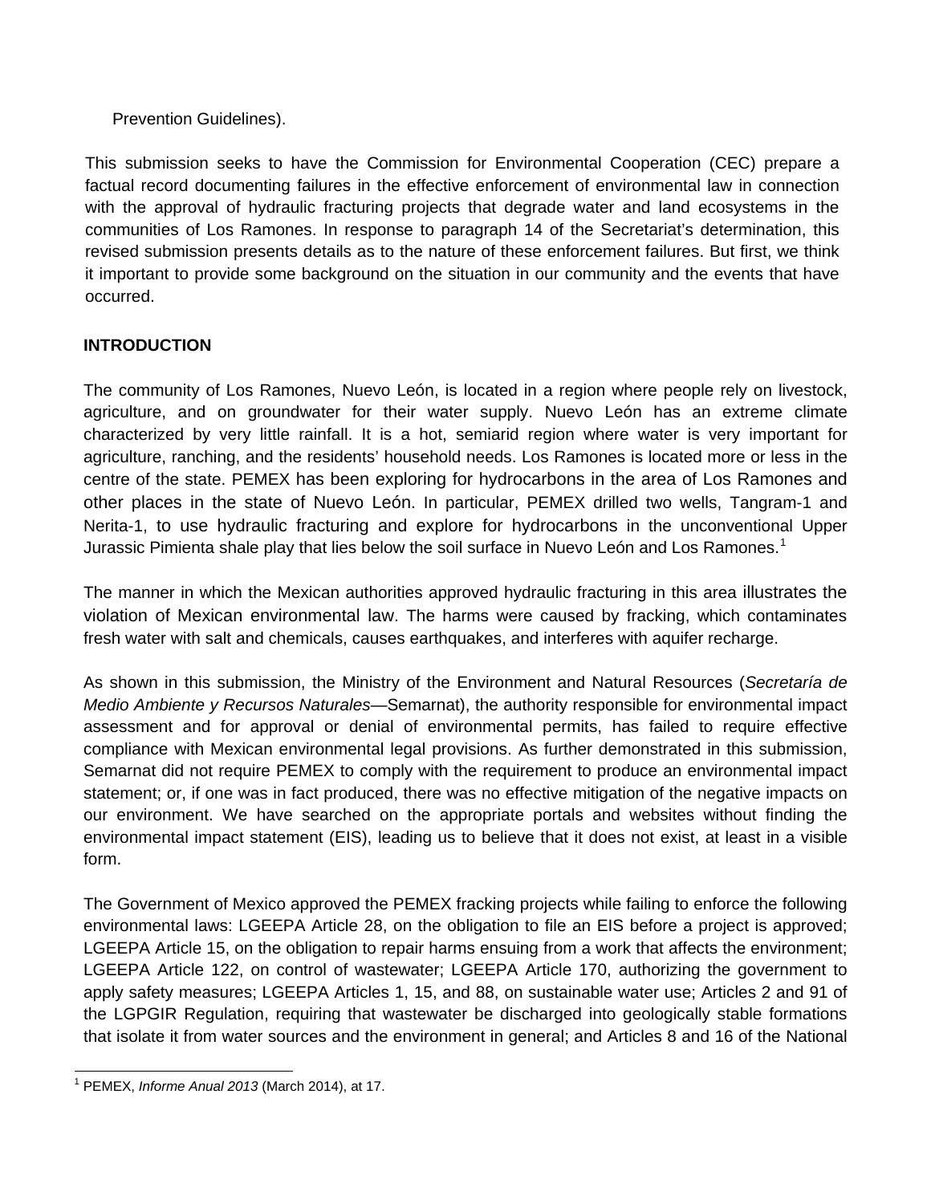Prevention Guidelines).

This submission seeks to have the Commission for Environmental Cooperation (CEC) prepare a factual record documenting failures in the effective enforcement of environmental law in connection with the approval of hydraulic fracturing projects that degrade water and land ecosystems in the communities of Los Ramones. In response to paragraph 14 of the Secretariat's determination, this revised submission presents details as to the nature of these enforcement failures. But first, we think it important to provide some background on the situation in our community and the events that have occurred.

**INTRODUCTION**

The community of Los Ramones, Nuevo León, is located in a region where people rely on livestock, agriculture, and on groundwater for their water supply. Nuevo León has an extreme climate characterized by very little rainfall. It is a hot, semiarid region where water is very important for agriculture, ranching, and the residents' household needs. Los Ramones is located more or less in the centre of the state. PEMEX has been exploring for hydrocarbons in the area of Los Ramones and other places in the state of Nuevo León. In particular, PEMEX drilled two wells, Tangram-1 and Nerita-1, to use hydraulic fracturing and explore for hydrocarbons in the unconventional Upper Jurassic Pimienta shale play that lies below the soil surface in Nuevo León and Los Ramones.[1]

The manner in which the Mexican authorities approved hydraulic fracturing in this area illustrates the violation of Mexican environmental law. The harms were caused by fracking, which contaminates fresh water with salt and chemicals, causes earthquakes, and interferes with aquifer recharge.

As shown in this submission, the Ministry of the Environment and Natural Resources (*Secretaría de Medio Ambiente y Recursos Naturales*—Semarnat), the authority responsible for environmental impact assessment and for approval or denial of environmental permits, has failed to require effective compliance with Mexican environmental legal provisions. As further demonstrated in this submission, Semarnat did not require PEMEX to comply with the requirement to produce an environmental impact statement; or, if one was in fact produced, there was no effective mitigation of the negative impacts on our environment. We have searched on the appropriate portals and websites without finding the environmental impact statement (EIS), leading us to believe that it does not exist, at least in a visible form.

The Government of Mexico approved the PEMEX fracking projects while failing to enforce the following environmental laws: LGEEPA Article 28, on the obligation to file an EIS before a project is approved; LGEEPA Article 15, on the obligation to repair harms ensuing from a work that affects the environment; LGEEPA Article 122, on control of wastewater; LGEEPA Article 170, authorizing the government to apply safety measures; LGEEPA Articles 1, 15, and 88, on sustainable water use; Articles 2 and 91 of the LGPGIR Regulation, requiring that wastewater be discharged into geologically stable formations that isolate it from water sources and the environment in general; and Articles 8 and 16 of the National

[1] PEMEX, *Informe Anual 2013* (March 2014), at 17.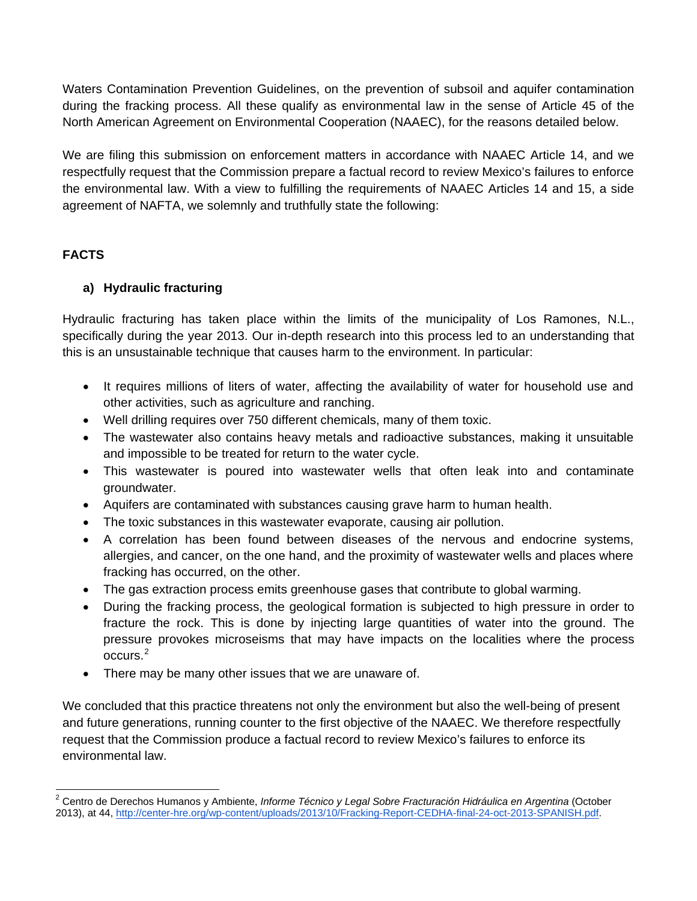Waters Contamination Prevention Guidelines, on the prevention of subsoil and aquifer contamination during the fracking process. All these qualify as environmental law in the sense of Article 45 of the North American Agreement on Environmental Cooperation (NAAEC), for the reasons detailed below.

We are filing this submission on enforcement matters in accordance with NAAEC Article 14, and we respectfully request that the Commission prepare a factual record to review Mexico's failures to enforce the environmental law. With a view to fulfilling the requirements of NAAEC Articles 14 and 15, a side agreement of NAFTA, we solemnly and truthfully state the following:

## FACTS

### a) Hydraulic fracturing

Hydraulic fracturing has taken place within the limits of the municipality of Los Ramones, N.L., specifically during the year 2013. Our in-depth research into this process led to an understanding that this is an unsustainable technique that causes harm to the environment. In particular:

- It requires millions of liters of water, affecting the availability of water for household use and other activities, such as agriculture and ranching.
- Well drilling requires over 750 different chemicals, many of them toxic.
- The wastewater also contains heavy metals and radioactive substances, making it unsuitable and impossible to be treated for return to the water cycle.
- This wastewater is poured into wastewater wells that often leak into and contaminate groundwater.
- Aquifers are contaminated with substances causing grave harm to human health.
- The toxic substances in this wastewater evaporate, causing air pollution.
- A correlation has been found between diseases of the nervous and endocrine systems, allergies, and cancer, on the one hand, and the proximity of wastewater wells and places where fracking has occurred, on the other.
- The gas extraction process emits greenhouse gases that contribute to global warming.
- During the fracking process, the geological formation is subjected to high pressure in order to fracture the rock. This is done by injecting large quantities of water into the ground. The pressure provokes microseisms that may have impacts on the localities where the process occurs.[2]
- There may be many other issues that we are unaware of.

We concluded that this practice threatens not only the environment but also the well-being of present and future generations, running counter to the first objective of the NAAEC. We therefore respectfully request that the Commission produce a factual record to review Mexico's failures to enforce its environmental law.

---

[2] Centro de Derechos Humanos y Ambiente, *Informe Técnico y Legal Sobre Fracturación Hidráulica en Argentina* (October 2013), at 44, http://center-hre.org/wp-content/uploads/2013/10/Fracking-Report-CEDHA-final-24-oct-2013-SPANISH.pdf.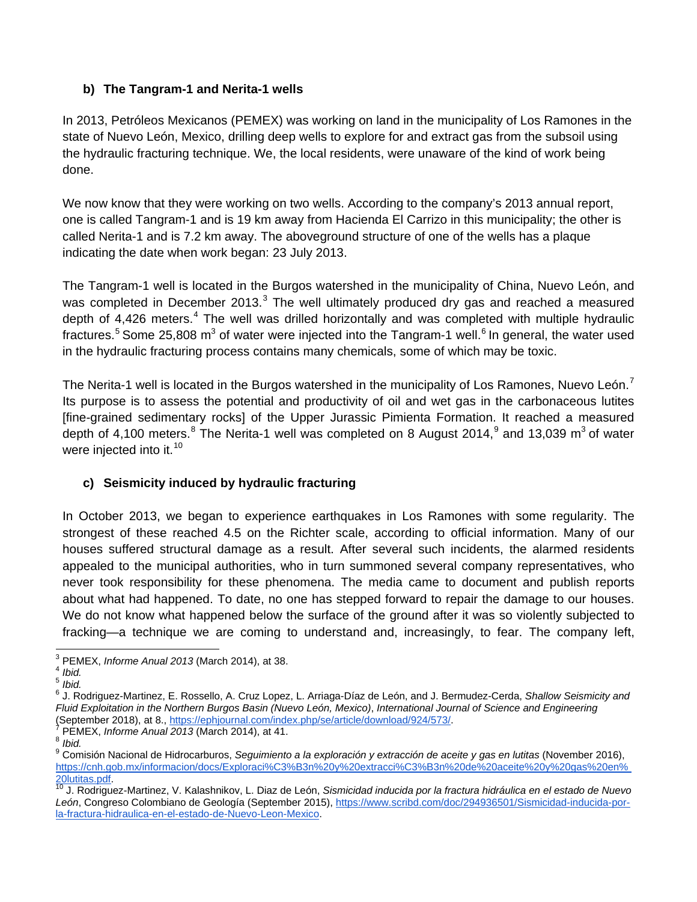### b) The Tangram-1 and Nerita-1 wells

In 2013, Petróleos Mexicanos (PEMEX) was working on land in the municipality of Los Ramones in the state of Nuevo León, Mexico, drilling deep wells to explore for and extract gas from the subsoil using the hydraulic fracturing technique. We, the local residents, were unaware of the kind of work being done.

We now know that they were working on two wells. According to the company's 2013 annual report, one is called Tangram-1 and is 19 km away from Hacienda El Carrizo in this municipality; the other is called Nerita-1 and is 7.2 km away. The aboveground structure of one of the wells has a plaque indicating the date when work began: 23 July 2013.

The Tangram-1 well is located in the Burgos watershed in the municipality of China, Nuevo León, and was completed in December 2013.[3] The well ultimately produced dry gas and reached a measured depth of 4,426 meters.[4] The well was drilled horizontally and was completed with multiple hydraulic fractures.[5] Some 25,808 $m^3$ of water were injected into the Tangram-1 well.[6] In general, the water used in the hydraulic fracturing process contains many chemicals, some of which may be toxic.

The Nerita-1 well is located in the Burgos watershed in the municipality of Los Ramones, Nuevo León.[7] Its purpose is to assess the potential and productivity of oil and wet gas in the carbonaceous lutites [fine-grained sedimentary rocks] of the Upper Jurassic Pimienta Formation. It reached a measured depth of 4,100 meters.[8] The Nerita-1 well was completed on 8 August 2014,[9] and 13,039 $m^3$ of water were injected into it.[10]

### c) Seismicity induced by hydraulic fracturing

In October 2013, we began to experience earthquakes in Los Ramones with some regularity. The strongest of these reached 4.5 on the Richter scale, according to official information. Many of our houses suffered structural damage as a result. After several such incidents, the alarmed residents appealed to the municipal authorities, who in turn summoned several company representatives, who never took responsibility for these phenomena. The media came to document and publish reports about what had happened. To date, no one has stepped forward to repair the damage to our houses. We do not know what happened below the surface of the ground after it was so violently subjected to fracking—a technique we are coming to understand and, increasingly, to fear. The company left,

---

[3] PEMEX, *Informe Anual 2013* (March 2014), at 38.

[4] *Ibid.*

[5] *Ibid.*

[6] J. Rodriguez-Martinez, E. Rossello, A. Cruz Lopez, L. Arriaga-Díaz de León, and J. Bermudez-Cerda, *Shallow Seismicity and Fluid Exploitation in the Northern Burgos Basin (Nuevo León, Mexico)*, *International Journal of Science and Engineering* (September 2018), at 8., https://ephjournal.com/index.php/se/article/download/924/573/.

[7] PEMEX, *Informe Anual 2013* (March 2014), at 41.

[8] *Ibid.*

[9] Comisión Nacional de Hidrocarburos, *Seguimiento a la exploración y extracción de aceite y gas en lutitas* (November 2016), https://cnh.gob.mx/informacion/docs/Exploraci%C3%B3n%20y%20extracci%C3%B3n%20de%20aceite%20y%20gas%20en%20lutitas.pdf.

[10] J. Rodriguez-Martinez, V. Kalashnikov, L. Diaz de León, *Sismicidad inducida por la fractura hidráulica en el estado de Nuevo León*, Congreso Colombiano de Geología (September 2015), https://www.scribd.com/doc/294936501/Sismicidad-inducida-por-la-fractura-hidraulica-en-el-estado-de-Nuevo-Leon-Mexico.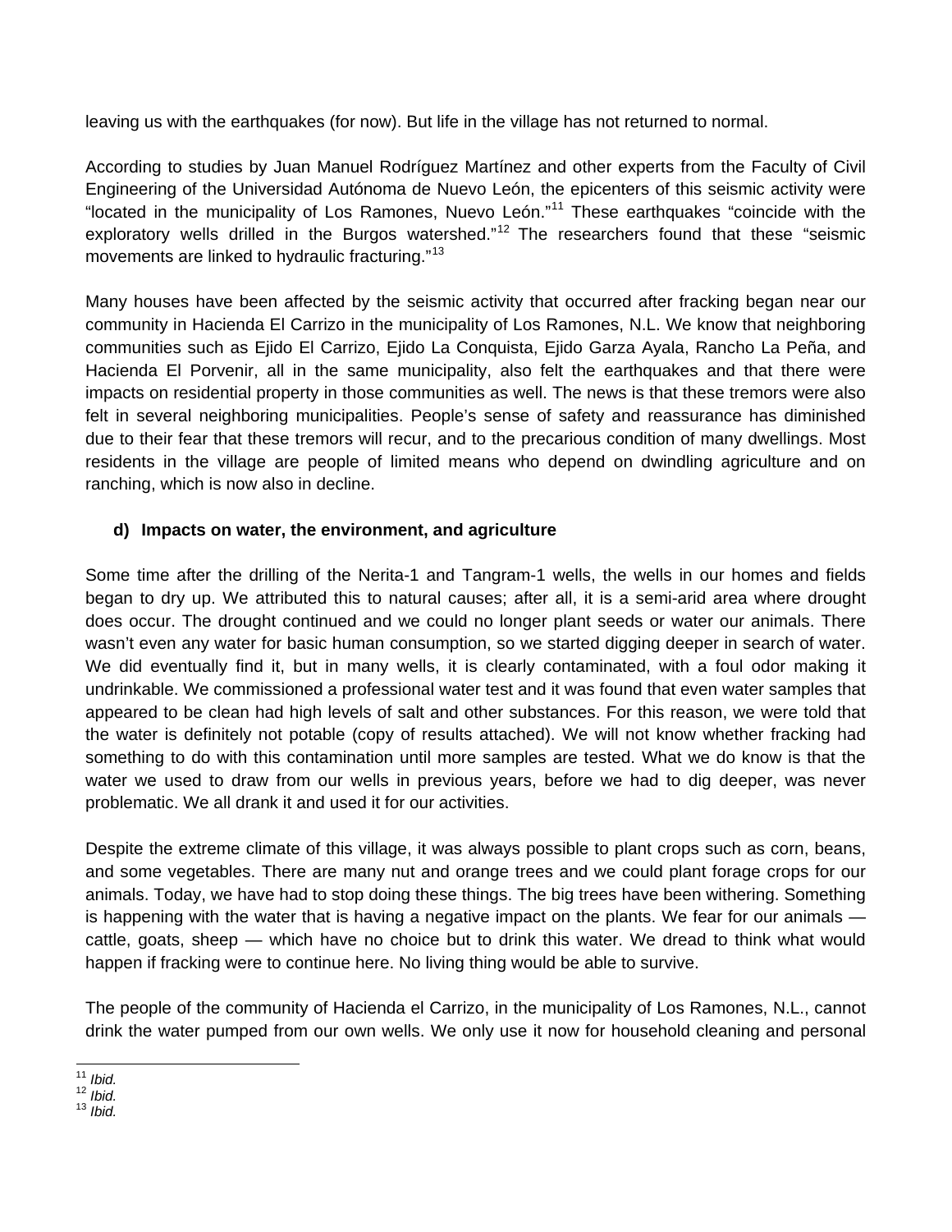leaving us with the earthquakes (for now). But life in the village has not returned to normal.

According to studies by Juan Manuel Rodríguez Martínez and other experts from the Faculty of Civil Engineering of the Universidad Autónoma de Nuevo León, the epicenters of this seismic activity were "located in the municipality of Los Ramones, Nuevo León."[11] These earthquakes "coincide with the exploratory wells drilled in the Burgos watershed."[12] The researchers found that these "seismic movements are linked to hydraulic fracturing."[13]

Many houses have been affected by the seismic activity that occurred after fracking began near our community in Hacienda El Carrizo in the municipality of Los Ramones, N.L. We know that neighboring communities such as Ejido El Carrizo, Ejido La Conquista, Ejido Garza Ayala, Rancho La Peña, and Hacienda El Porvenir, all in the same municipality, also felt the earthquakes and that there were impacts on residential property in those communities as well. The news is that these tremors were also felt in several neighboring municipalities. People's sense of safety and reassurance has diminished due to their fear that these tremors will recur, and to the precarious condition of many dwellings. Most residents in the village are people of limited means who depend on dwindling agriculture and on ranching, which is now also in decline.

**d) Impacts on water, the environment, and agriculture**

Some time after the drilling of the Nerita-1 and Tangram-1 wells, the wells in our homes and fields began to dry up. We attributed this to natural causes; after all, it is a semi-arid area where drought does occur. The drought continued and we could no longer plant seeds or water our animals. There wasn't even any water for basic human consumption, so we started digging deeper in search of water. We did eventually find it, but in many wells, it is clearly contaminated, with a foul odor making it undrinkable. We commissioned a professional water test and it was found that even water samples that appeared to be clean had high levels of salt and other substances. For this reason, we were told that the water is definitely not potable (copy of results attached). We will not know whether fracking had something to do with this contamination until more samples are tested. What we do know is that the water we used to draw from our wells in previous years, before we had to dig deeper, was never problematic. We all drank it and used it for our activities.

Despite the extreme climate of this village, it was always possible to plant crops such as corn, beans, and some vegetables. There are many nut and orange trees and we could plant forage crops for our animals. Today, we have had to stop doing these things. The big trees have been withering. Something is happening with the water that is having a negative impact on the plants. We fear for our animals — cattle, goats, sheep — which have no choice but to drink this water. We dread to think what would happen if fracking were to continue here. No living thing would be able to survive.

The people of the community of Hacienda el Carrizo, in the municipality of Los Ramones, N.L., cannot drink the water pumped from our own wells. We only use it now for household cleaning and personal

[11] *Ibid.*
[12] *Ibid.*
[13] *Ibid.*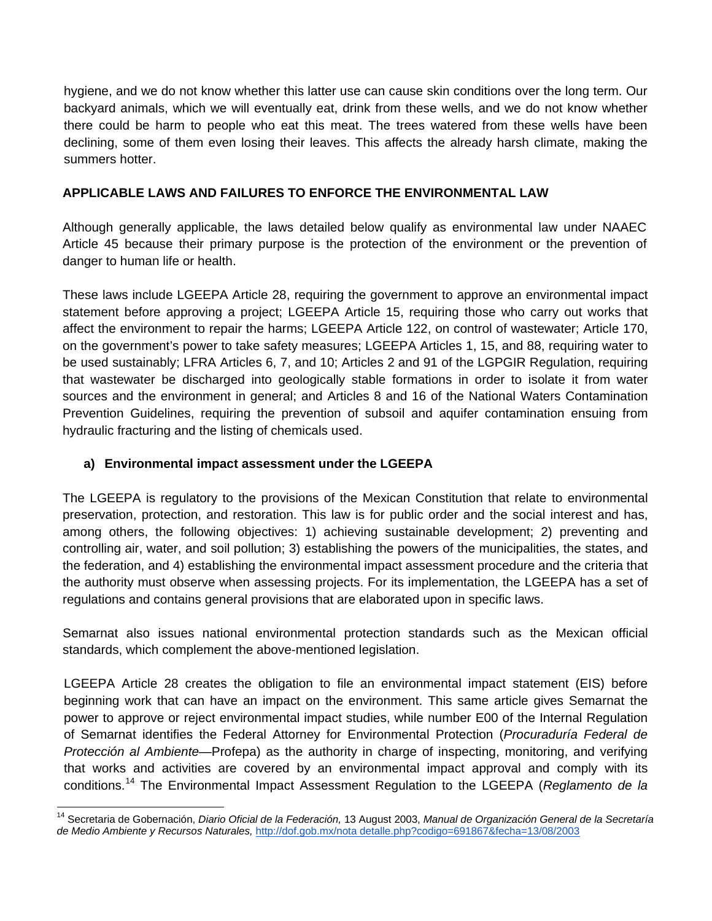hygiene, and we do not know whether this latter use can cause skin conditions over the long term. Our backyard animals, which we will eventually eat, drink from these wells, and we do not know whether there could be harm to people who eat this meat. The trees watered from these wells have been declining, some of them even losing their leaves. This affects the already harsh climate, making the summers hotter.

## APPLICABLE LAWS AND FAILURES TO ENFORCE THE ENVIRONMENTAL LAW

Although generally applicable, the laws detailed below qualify as environmental law under NAAEC Article 45 because their primary purpose is the protection of the environment or the prevention of danger to human life or health.

These laws include LGEEPA Article 28, requiring the government to approve an environmental impact statement before approving a project; LGEEPA Article 15, requiring those who carry out works that affect the environment to repair the harms; LGEEPA Article 122, on control of wastewater; Article 170, on the government's power to take safety measures; LGEEPA Articles 1, 15, and 88, requiring water to be used sustainably; LFRA Articles 6, 7, and 10; Articles 2 and 91 of the LGPGIR Regulation, requiring that wastewater be discharged into geologically stable formations in order to isolate it from water sources and the environment in general; and Articles 8 and 16 of the National Waters Contamination Prevention Guidelines, requiring the prevention of subsoil and aquifer contamination ensuing from hydraulic fracturing and the listing of chemicals used.

### a) Environmental impact assessment under the LGEEPA

The LGEEPA is regulatory to the provisions of the Mexican Constitution that relate to environmental preservation, protection, and restoration. This law is for public order and the social interest and has, among others, the following objectives: 1) achieving sustainable development; 2) preventing and controlling air, water, and soil pollution; 3) establishing the powers of the municipalities, the states, and the federation, and 4) establishing the environmental impact assessment procedure and the criteria that the authority must observe when assessing projects. For its implementation, the LGEEPA has a set of regulations and contains general provisions that are elaborated upon in specific laws.

Semarnat also issues national environmental protection standards such as the Mexican official standards, which complement the above-mentioned legislation.

LGEEPA Article 28 creates the obligation to file an environmental impact statement (EIS) before beginning work that can have an impact on the environment. This same article gives Semarnat the power to approve or reject environmental impact studies, while number E00 of the Internal Regulation of Semarnat identifies the Federal Attorney for Environmental Protection (*Procuraduría Federal de Protección al Ambiente*—Profepa) as the authority in charge of inspecting, monitoring, and verifying that works and activities are covered by an environmental impact approval and comply with its conditions.[14] The Environmental Impact Assessment Regulation to the LGEEPA (*Reglamento de la*

---

[14] Secretaria de Gobernación, *Diario Oficial de la Federación,* 13 August 2003, *Manual de Organización General de la Secretaría de Medio Ambiente y Recursos Naturales,* http://dof.gob.mx/nota detalle.php?codigo=691867&fecha=13/08/2003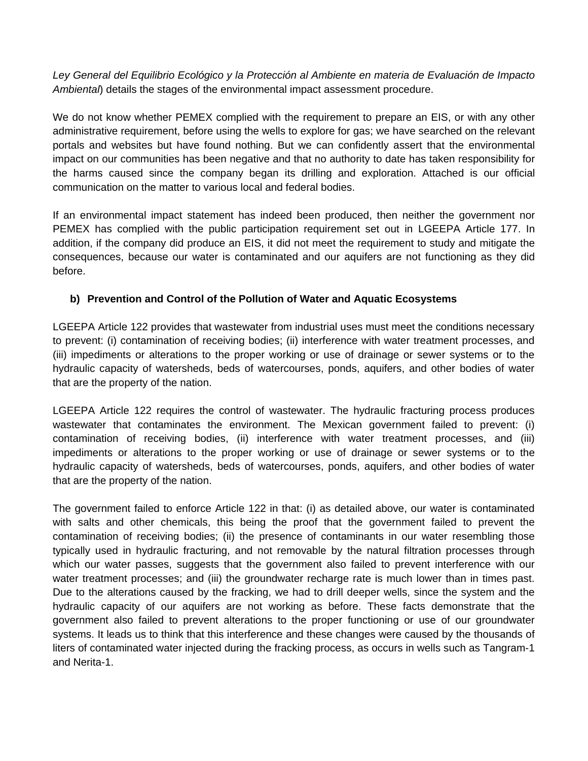*Ley General del Equilibrio Ecológico y la Protección al Ambiente en materia de Evaluación de Impacto Ambiental*) details the stages of the environmental impact assessment procedure.

We do not know whether PEMEX complied with the requirement to prepare an EIS, or with any other administrative requirement, before using the wells to explore for gas; we have searched on the relevant portals and websites but have found nothing. But we can confidently assert that the environmental impact on our communities has been negative and that no authority to date has taken responsibility for the harms caused since the company began its drilling and exploration. Attached is our official communication on the matter to various local and federal bodies.

If an environmental impact statement has indeed been produced, then neither the government nor PEMEX has complied with the public participation requirement set out in LGEEPA Article 177. In addition, if the company did produce an EIS, it did not meet the requirement to study and mitigate the consequences, because our water is contaminated and our aquifers are not functioning as they did before.

**b) Prevention and Control of the Pollution of Water and Aquatic Ecosystems**

LGEEPA Article 122 provides that wastewater from industrial uses must meet the conditions necessary to prevent: (i) contamination of receiving bodies; (ii) interference with water treatment processes, and (iii) impediments or alterations to the proper working or use of drainage or sewer systems or to the hydraulic capacity of watersheds, beds of watercourses, ponds, aquifers, and other bodies of water that are the property of the nation.

LGEEPA Article 122 requires the control of wastewater. The hydraulic fracturing process produces wastewater that contaminates the environment. The Mexican government failed to prevent: (i) contamination of receiving bodies, (ii) interference with water treatment processes, and (iii) impediments or alterations to the proper working or use of drainage or sewer systems or to the hydraulic capacity of watersheds, beds of watercourses, ponds, aquifers, and other bodies of water that are the property of the nation.

The government failed to enforce Article 122 in that: (i) as detailed above, our water is contaminated with salts and other chemicals, this being the proof that the government failed to prevent the contamination of receiving bodies; (ii) the presence of contaminants in our water resembling those typically used in hydraulic fracturing, and not removable by the natural filtration processes through which our water passes, suggests that the government also failed to prevent interference with our water treatment processes; and (iii) the groundwater recharge rate is much lower than in times past. Due to the alterations caused by the fracking, we had to drill deeper wells, since the system and the hydraulic capacity of our aquifers are not working as before. These facts demonstrate that the government also failed to prevent alterations to the proper functioning or use of our groundwater systems. It leads us to think that this interference and these changes were caused by the thousands of liters of contaminated water injected during the fracking process, as occurs in wells such as Tangram-1 and Nerita-1.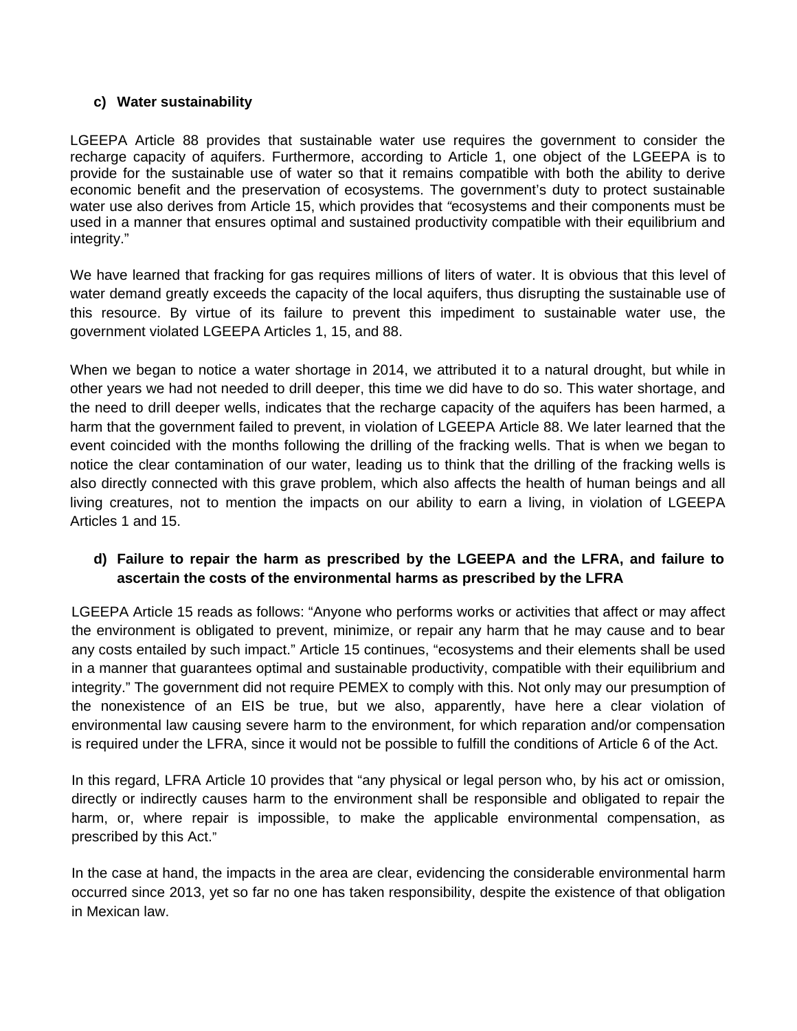### c) Water sustainability

LGEEPA Article 88 provides that sustainable water use requires the government to consider the recharge capacity of aquifers. Furthermore, according to Article 1, one object of the LGEEPA is to provide for the sustainable use of water so that it remains compatible with both the ability to derive economic benefit and the preservation of ecosystems. The government's duty to protect sustainable water use also derives from Article 15, which provides that "ecosystems and their components must be used in a manner that ensures optimal and sustained productivity compatible with their equilibrium and integrity."

We have learned that fracking for gas requires millions of liters of water. It is obvious that this level of water demand greatly exceeds the capacity of the local aquifers, thus disrupting the sustainable use of this resource. By virtue of its failure to prevent this impediment to sustainable water use, the government violated LGEEPA Articles 1, 15, and 88.

When we began to notice a water shortage in 2014, we attributed it to a natural drought, but while in other years we had not needed to drill deeper, this time we did have to do so. This water shortage, and the need to drill deeper wells, indicates that the recharge capacity of the aquifers has been harmed, a harm that the government failed to prevent, in violation of LGEEPA Article 88. We later learned that the event coincided with the months following the drilling of the fracking wells. That is when we began to notice the clear contamination of our water, leading us to think that the drilling of the fracking wells is also directly connected with this grave problem, which also affects the health of human beings and all living creatures, not to mention the impacts on our ability to earn a living, in violation of LGEEPA Articles 1 and 15.

### d) Failure to repair the harm as prescribed by the LGEEPA and the LFRA, and failure to ascertain the costs of the environmental harms as prescribed by the LFRA

LGEEPA Article 15 reads as follows: "Anyone who performs works or activities that affect or may affect the environment is obligated to prevent, minimize, or repair any harm that he may cause and to bear any costs entailed by such impact." Article 15 continues, "ecosystems and their elements shall be used in a manner that guarantees optimal and sustainable productivity, compatible with their equilibrium and integrity." The government did not require PEMEX to comply with this. Not only may our presumption of the nonexistence of an EIS be true, but we also, apparently, have here a clear violation of environmental law causing severe harm to the environment, for which reparation and/or compensation is required under the LFRA, since it would not be possible to fulfill the conditions of Article 6 of the Act.

In this regard, LFRA Article 10 provides that "any physical or legal person who, by his act or omission, directly or indirectly causes harm to the environment shall be responsible and obligated to repair the harm, or, where repair is impossible, to make the applicable environmental compensation, as prescribed by this Act."

In the case at hand, the impacts in the area are clear, evidencing the considerable environmental harm occurred since 2013, yet so far no one has taken responsibility, despite the existence of that obligation in Mexican law.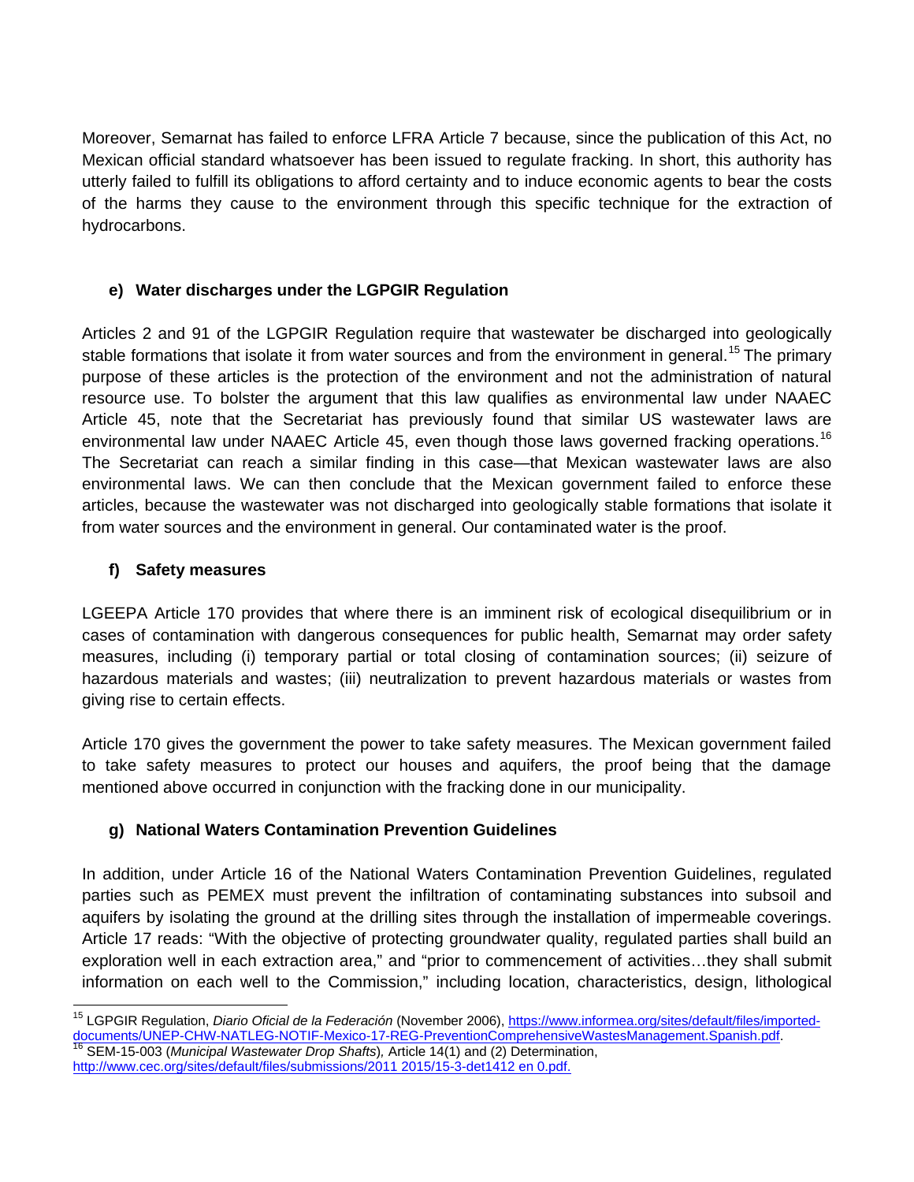Moreover, Semarnat has failed to enforce LFRA Article 7 because, since the publication of this Act, no Mexican official standard whatsoever has been issued to regulate fracking. In short, this authority has utterly failed to fulfill its obligations to afford certainty and to induce economic agents to bear the costs of the harms they cause to the environment through this specific technique for the extraction of hydrocarbons.

#### e) Water discharges under the LGPGIR Regulation

Articles 2 and 91 of the LGPGIR Regulation require that wastewater be discharged into geologically stable formations that isolate it from water sources and from the environment in general.[15] The primary purpose of these articles is the protection of the environment and not the administration of natural resource use. To bolster the argument that this law qualifies as environmental law under NAAEC Article 45, note that the Secretariat has previously found that similar US wastewater laws are environmental law under NAAEC Article 45, even though those laws governed fracking operations.[16] The Secretariat can reach a similar finding in this case—that Mexican wastewater laws are also environmental laws. We can then conclude that the Mexican government failed to enforce these articles, because the wastewater was not discharged into geologically stable formations that isolate it from water sources and the environment in general. Our contaminated water is the proof.

#### f) Safety measures

LGEEPA Article 170 provides that where there is an imminent risk of ecological disequilibrium or in cases of contamination with dangerous consequences for public health, Semarnat may order safety measures, including (i) temporary partial or total closing of contamination sources; (ii) seizure of hazardous materials and wastes; (iii) neutralization to prevent hazardous materials or wastes from giving rise to certain effects.

Article 170 gives the government the power to take safety measures. The Mexican government failed to take safety measures to protect our houses and aquifers, the proof being that the damage mentioned above occurred in conjunction with the fracking done in our municipality.

#### g) National Waters Contamination Prevention Guidelines

In addition, under Article 16 of the National Waters Contamination Prevention Guidelines, regulated parties such as PEMEX must prevent the infiltration of contaminating substances into subsoil and aquifers by isolating the ground at the drilling sites through the installation of impermeable coverings. Article 17 reads: "With the objective of protecting groundwater quality, regulated parties shall build an exploration well in each extraction area," and "prior to commencement of activities…they shall submit information on each well to the Commission," including location, characteristics, design, lithological

---

[15] LGPGIR Regulation, *Diario Oficial de la Federación* (November 2006), https://www.informea.org/sites/default/files/imported-documents/UNEP-CHW-NATLEG-NOTIF-Mexico-17-REG-PreventionComprehensiveWastesManagement.Spanish.pdf.

[16] SEM-15-003 (*Municipal Wastewater Drop Shafts*), Article 14(1) and (2) Determination, http://www.cec.org/sites/default/files/submissions/2011 2015/15-3-det1412 en 0.pdf.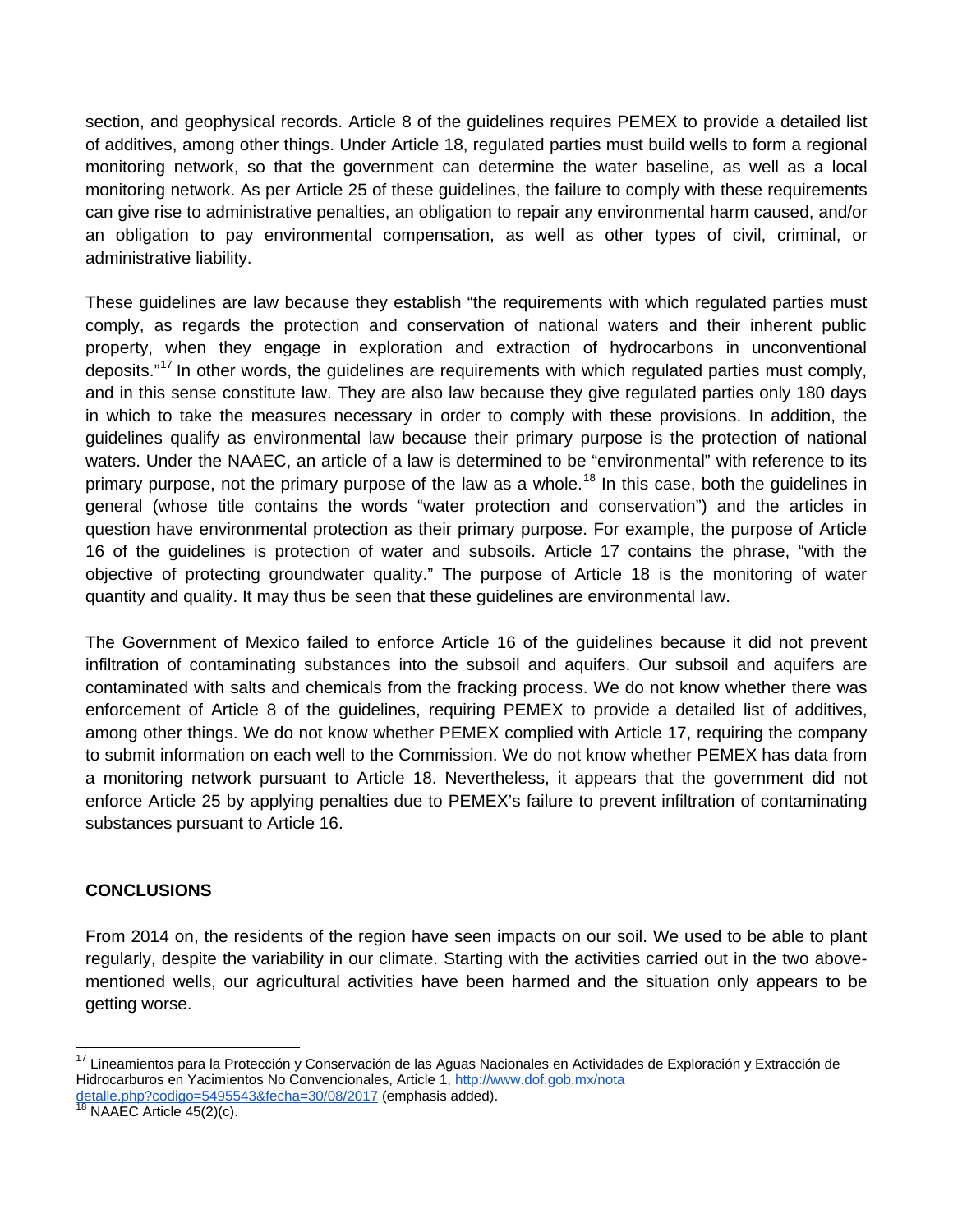section, and geophysical records. Article 8 of the guidelines requires PEMEX to provide a detailed list of additives, among other things. Under Article 18, regulated parties must build wells to form a regional monitoring network, so that the government can determine the water baseline, as well as a local monitoring network. As per Article 25 of these guidelines, the failure to comply with these requirements can give rise to administrative penalties, an obligation to repair any environmental harm caused, and/or an obligation to pay environmental compensation, as well as other types of civil, criminal, or administrative liability.

These guidelines are law because they establish "the requirements with which regulated parties must comply, as regards the protection and conservation of national waters and their inherent public property, when they engage in exploration and extraction of hydrocarbons in unconventional deposits."[17] In other words, the guidelines are requirements with which regulated parties must comply, and in this sense constitute law. They are also law because they give regulated parties only 180 days in which to take the measures necessary in order to comply with these provisions. In addition, the guidelines qualify as environmental law because their primary purpose is the protection of national waters. Under the NAAEC, an article of a law is determined to be "environmental" with reference to its primary purpose, not the primary purpose of the law as a whole.[18] In this case, both the guidelines in general (whose title contains the words "water protection and conservation") and the articles in question have environmental protection as their primary purpose. For example, the purpose of Article 16 of the guidelines is protection of water and subsoils. Article 17 contains the phrase, "with the objective of protecting groundwater quality." The purpose of Article 18 is the monitoring of water quantity and quality. It may thus be seen that these guidelines are environmental law.

The Government of Mexico failed to enforce Article 16 of the guidelines because it did not prevent infiltration of contaminating substances into the subsoil and aquifers. Our subsoil and aquifers are contaminated with salts and chemicals from the fracking process. We do not know whether there was enforcement of Article 8 of the guidelines, requiring PEMEX to provide a detailed list of additives, among other things. We do not know whether PEMEX complied with Article 17, requiring the company to submit information on each well to the Commission. We do not know whether PEMEX has data from a monitoring network pursuant to Article 18. Nevertheless, it appears that the government did not enforce Article 25 by applying penalties due to PEMEX's failure to prevent infiltration of contaminating substances pursuant to Article 16.

## CONCLUSIONS

From 2014 on, the residents of the region have seen impacts on our soil. We used to be able to plant regularly, despite the variability in our climate. Starting with the activities carried out in the two above-mentioned wells, our agricultural activities have been harmed and the situation only appears to be getting worse.

---

[17] Lineamientos para la Protección y Conservación de las Aguas Nacionales en Actividades de Exploración y Extracción de Hidrocarburos en Yacimientos No Convencionales, Article 1, http://www.dof.gob.mx/nota detalle.php?codigo=5495543&fecha=30/08/2017 (emphasis added).

[18] NAAEC Article 45(2)(c).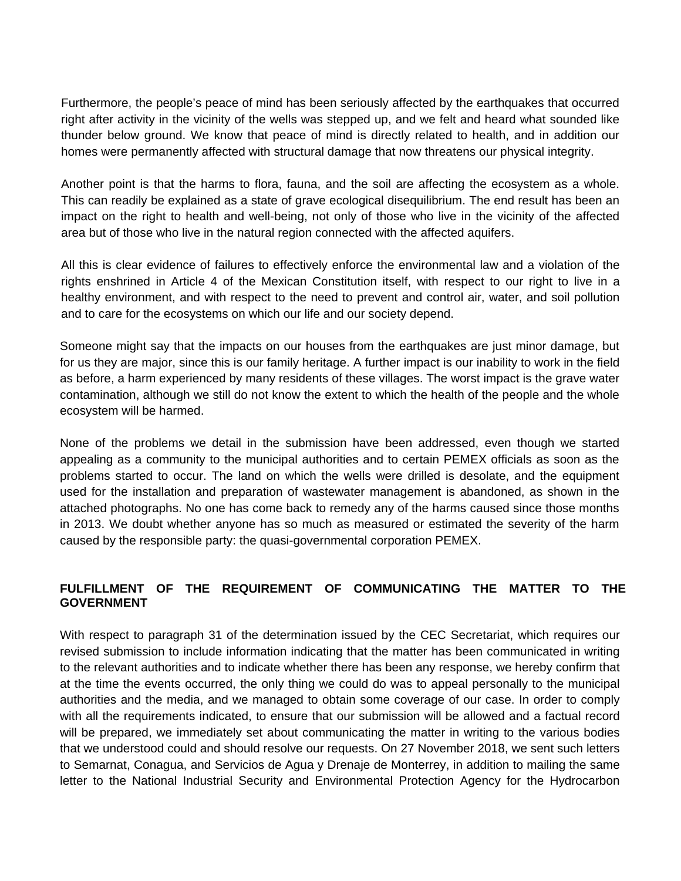Furthermore, the people's peace of mind has been seriously affected by the earthquakes that occurred right after activity in the vicinity of the wells was stepped up, and we felt and heard what sounded like thunder below ground. We know that peace of mind is directly related to health, and in addition our homes were permanently affected with structural damage that now threatens our physical integrity.

Another point is that the harms to flora, fauna, and the soil are affecting the ecosystem as a whole. This can readily be explained as a state of grave ecological disequilibrium. The end result has been an impact on the right to health and well-being, not only of those who live in the vicinity of the affected area but of those who live in the natural region connected with the affected aquifers.

All this is clear evidence of failures to effectively enforce the environmental law and a violation of the rights enshrined in Article 4 of the Mexican Constitution itself, with respect to our right to live in a healthy environment, and with respect to the need to prevent and control air, water, and soil pollution and to care for the ecosystems on which our life and our society depend.

Someone might say that the impacts on our houses from the earthquakes are just minor damage, but for us they are major, since this is our family heritage. A further impact is our inability to work in the field as before, a harm experienced by many residents of these villages. The worst impact is the grave water contamination, although we still do not know the extent to which the health of the people and the whole ecosystem will be harmed.

None of the problems we detail in the submission have been addressed, even though we started appealing as a community to the municipal authorities and to certain PEMEX officials as soon as the problems started to occur. The land on which the wells were drilled is desolate, and the equipment used for the installation and preparation of wastewater management is abandoned, as shown in the attached photographs. No one has come back to remedy any of the harms caused since those months in 2013. We doubt whether anyone has so much as measured or estimated the severity of the harm caused by the responsible party: the quasi-governmental corporation PEMEX.

**FULFILLMENT OF THE REQUIREMENT OF COMMUNICATING THE MATTER TO THE GOVERNMENT**

With respect to paragraph 31 of the determination issued by the CEC Secretariat, which requires our revised submission to include information indicating that the matter has been communicated in writing to the relevant authorities and to indicate whether there has been any response, we hereby confirm that at the time the events occurred, the only thing we could do was to appeal personally to the municipal authorities and the media, and we managed to obtain some coverage of our case. In order to comply with all the requirements indicated, to ensure that our submission will be allowed and a factual record will be prepared, we immediately set about communicating the matter in writing to the various bodies that we understood could and should resolve our requests. On 27 November 2018, we sent such letters to Semarnat, Conagua, and Servicios de Agua y Drenaje de Monterrey, in addition to mailing the same letter to the National Industrial Security and Environmental Protection Agency for the Hydrocarbon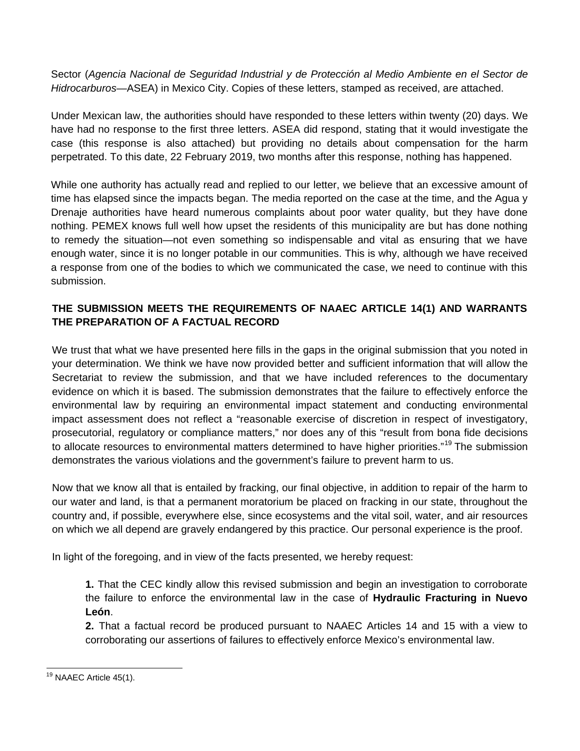Sector (*Agencia Nacional de Seguridad Industrial y de Protección al Medio Ambiente en el Sector de Hidrocarburos*—ASEA) in Mexico City. Copies of these letters, stamped as received, are attached.

Under Mexican law, the authorities should have responded to these letters within twenty (20) days. We have had no response to the first three letters. ASEA did respond, stating that it would investigate the case (this response is also attached) but providing no details about compensation for the harm perpetrated. To this date, 22 February 2019, two months after this response, nothing has happened.

While one authority has actually read and replied to our letter, we believe that an excessive amount of time has elapsed since the impacts began. The media reported on the case at the time, and the Agua y Drenaje authorities have heard numerous complaints about poor water quality, but they have done nothing. PEMEX knows full well how upset the residents of this municipality are but has done nothing to remedy the situation—not even something so indispensable and vital as ensuring that we have enough water, since it is no longer potable in our communities. This is why, although we have received a response from one of the bodies to which we communicated the case, we need to continue with this submission.

**THE SUBMISSION MEETS THE REQUIREMENTS OF NAAEC ARTICLE 14(1) AND WARRANTS THE PREPARATION OF A FACTUAL RECORD**

We trust that what we have presented here fills in the gaps in the original submission that you noted in your determination. We think we have now provided better and sufficient information that will allow the Secretariat to review the submission, and that we have included references to the documentary evidence on which it is based. The submission demonstrates that the failure to effectively enforce the environmental law by requiring an environmental impact statement and conducting environmental impact assessment does not reflect a "reasonable exercise of discretion in respect of investigatory, prosecutorial, regulatory or compliance matters," nor does any of this "result from bona fide decisions to allocate resources to environmental matters determined to have higher priorities."[19] The submission demonstrates the various violations and the government's failure to prevent harm to us.

Now that we know all that is entailed by fracking, our final objective, in addition to repair of the harm to our water and land, is that a permanent moratorium be placed on fracking in our state, throughout the country and, if possible, everywhere else, since ecosystems and the vital soil, water, and air resources on which we all depend are gravely endangered by this practice. Our personal experience is the proof.

In light of the foregoing, and in view of the facts presented, we hereby request:

> **1.** That the CEC kindly allow this revised submission and begin an investigation to corroborate the failure to enforce the environmental law in the case of **Hydraulic Fracturing in Nuevo León**.
>
> **2.** That a factual record be produced pursuant to NAAEC Articles 14 and 15 with a view to corroborating our assertions of failures to effectively enforce Mexico's environmental law.

---

[19] NAAEC Article 45(1).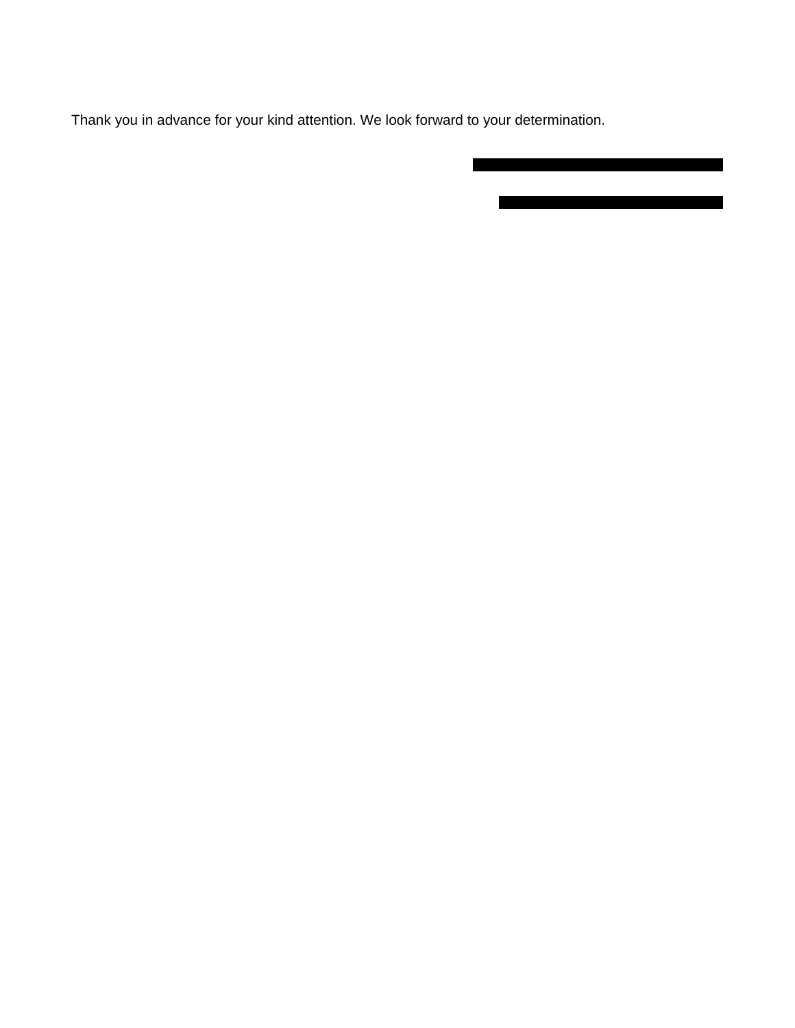Thank you in advance for your kind attention. We look forward to your determination.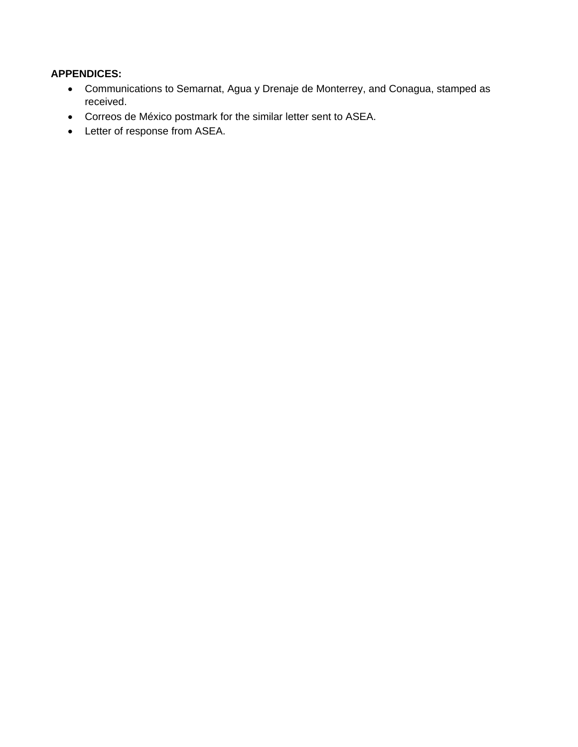**APPENDICES:**

- Communications to Semarnat, Agua y Drenaje de Monterrey, and Conagua, stamped as received.
- Correos de México postmark for the similar letter sent to ASEA.
- Letter of response from ASEA.